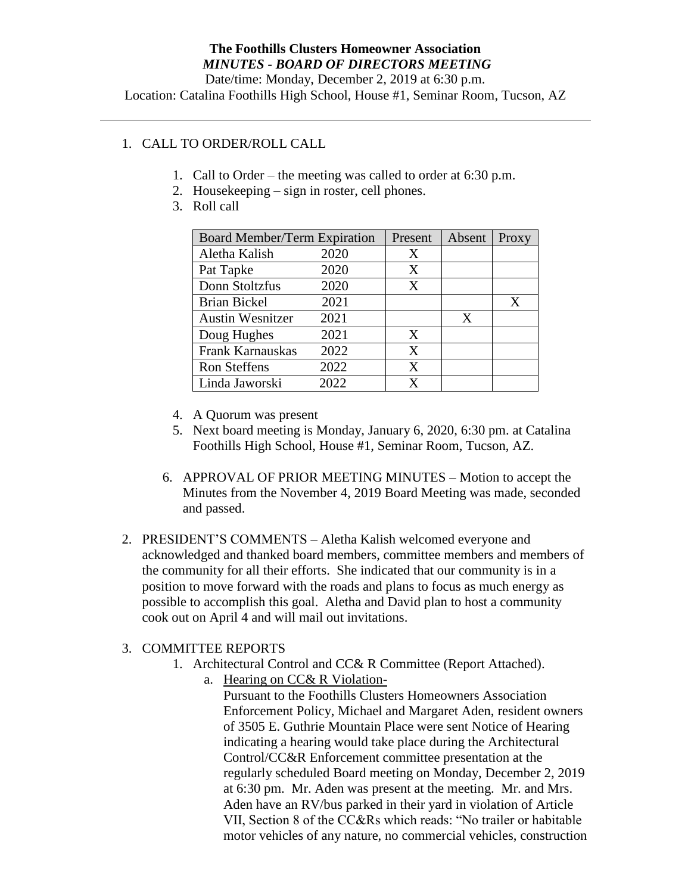**The Foothills Clusters Homeowner Association**

***MINUTES - BOARD OF DIRECTORS MEETING***

Date/time: Monday, December 2, 2019 at 6:30 p.m.

Location: Catalina Foothills High School, House #1, Seminar Room, Tucson, AZ

---

1. CALL TO ORDER/ROLL CALL

   1. Call to Order – the meeting was called to order at 6:30 p.m.
   2. Housekeeping – sign in roster, cell phones.
   3. Roll call

| Board Member/Term Expiration | | Present | Absent | Proxy |
|---|---|---|---|---|
| Aletha Kalish | 2020 | X | | |
| Pat Tapke | 2020 | X | | |
| Donn Stoltzfus | 2020 | X | | |
| Brian Bickel | 2021 | | | X |
| Austin Wesnitzer | 2021 | | X | |
| Doug Hughes | 2021 | X | | |
| Frank Karnauskas | 2022 | X | | |
| Ron Steffens | 2022 | X | | |
| Linda Jaworski | 2022 | X | | |

   4. A Quorum was present
   5. Next board meeting is Monday, January 6, 2020, 6:30 pm. at Catalina Foothills High School, House #1, Seminar Room, Tucson, AZ.
   6. APPROVAL OF PRIOR MEETING MINUTES – Motion to accept the Minutes from the November 4, 2019 Board Meeting was made, seconded and passed.

2. PRESIDENT'S COMMENTS – Aletha Kalish welcomed everyone and acknowledged and thanked board members, committee members and members of the community for all their efforts. She indicated that our community is in a position to move forward with the roads and plans to focus as much energy as possible to accomplish this goal. Aletha and David plan to host a community cook out on April 4 and will mail out invitations.

3. COMMITTEE REPORTS
   1. Architectural Control and CC& R Committee (Report Attached).
      a. Hearing on CC& R Violation-

         Pursuant to the Foothills Clusters Homeowners Association Enforcement Policy, Michael and Margaret Aden, resident owners of 3505 E. Guthrie Mountain Place were sent Notice of Hearing indicating a hearing would take place during the Architectural Control/CC&R Enforcement committee presentation at the regularly scheduled Board meeting on Monday, December 2, 2019 at 6:30 pm. Mr. Aden was present at the meeting. Mr. and Mrs. Aden have an RV/bus parked in their yard in violation of Article VII, Section 8 of the CC&Rs which reads: "No trailer or habitable motor vehicles of any nature, no commercial vehicles, construction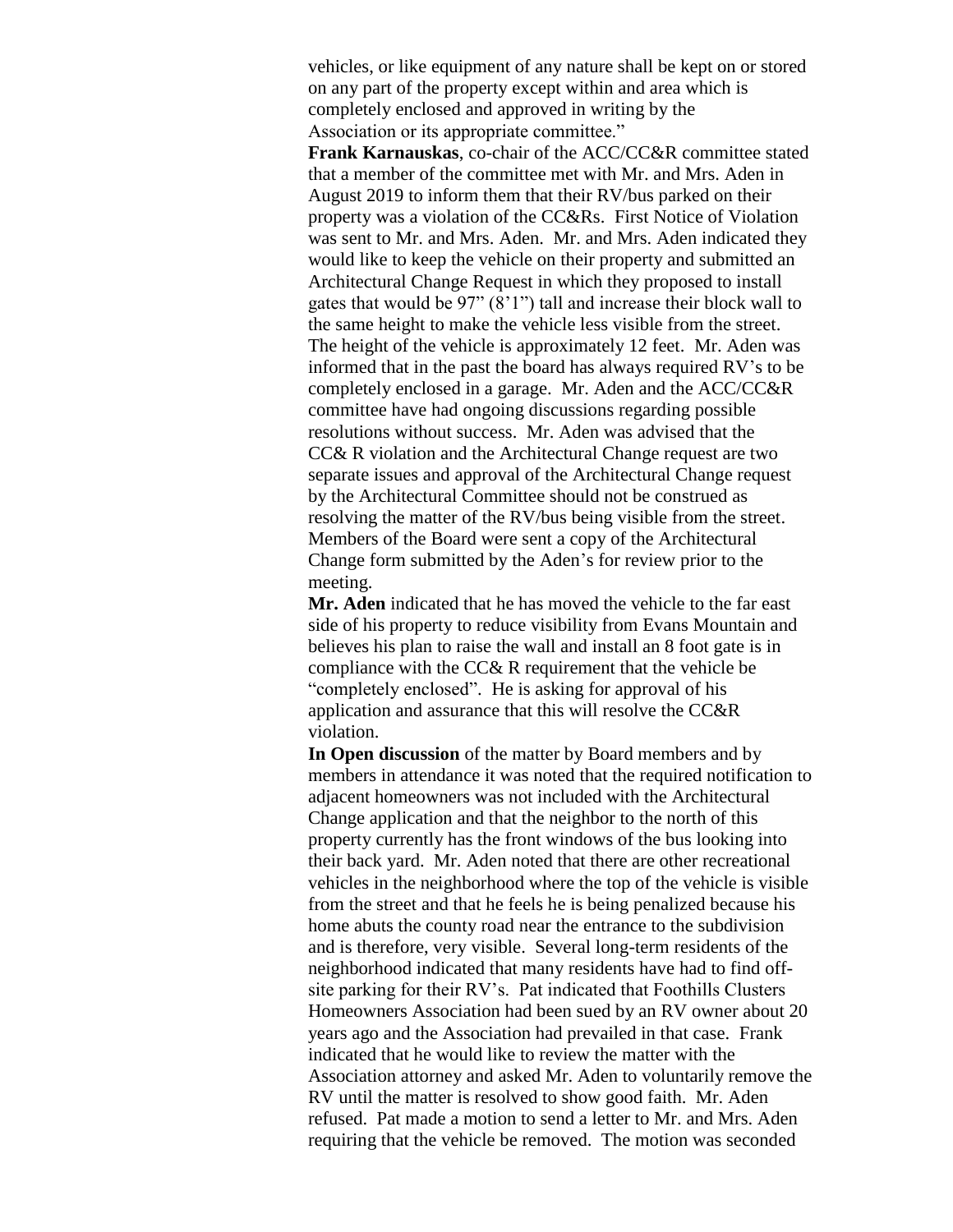vehicles, or like equipment of any nature shall be kept on or stored on any part of the property except within and area which is completely enclosed and approved in writing by the Association or its appropriate committee."

**Frank Karnauskas**, co-chair of the ACC/CC&R committee stated that a member of the committee met with Mr. and Mrs. Aden in August 2019 to inform them that their RV/bus parked on their property was a violation of the CC&Rs. First Notice of Violation was sent to Mr. and Mrs. Aden. Mr. and Mrs. Aden indicated they would like to keep the vehicle on their property and submitted an Architectural Change Request in which they proposed to install gates that would be 97" (8'1") tall and increase their block wall to the same height to make the vehicle less visible from the street. The height of the vehicle is approximately 12 feet. Mr. Aden was informed that in the past the board has always required RV's to be completely enclosed in a garage. Mr. Aden and the ACC/CC&R committee have had ongoing discussions regarding possible resolutions without success. Mr. Aden was advised that the CC& R violation and the Architectural Change request are two separate issues and approval of the Architectural Change request by the Architectural Committee should not be construed as resolving the matter of the RV/bus being visible from the street. Members of the Board were sent a copy of the Architectural Change form submitted by the Aden's for review prior to the meeting.

**Mr. Aden** indicated that he has moved the vehicle to the far east side of his property to reduce visibility from Evans Mountain and believes his plan to raise the wall and install an 8 foot gate is in compliance with the CC& R requirement that the vehicle be "completely enclosed". He is asking for approval of his application and assurance that this will resolve the CC&R violation.

**In Open discussion** of the matter by Board members and by members in attendance it was noted that the required notification to adjacent homeowners was not included with the Architectural Change application and that the neighbor to the north of this property currently has the front windows of the bus looking into their back yard. Mr. Aden noted that there are other recreational vehicles in the neighborhood where the top of the vehicle is visible from the street and that he feels he is being penalized because his home abuts the county road near the entrance to the subdivision and is therefore, very visible. Several long-term residents of the neighborhood indicated that many residents have had to find off-site parking for their RV's. Pat indicated that Foothills Clusters Homeowners Association had been sued by an RV owner about 20 years ago and the Association had prevailed in that case. Frank indicated that he would like to review the matter with the Association attorney and asked Mr. Aden to voluntarily remove the RV until the matter is resolved to show good faith. Mr. Aden refused. Pat made a motion to send a letter to Mr. and Mrs. Aden requiring that the vehicle be removed. The motion was seconded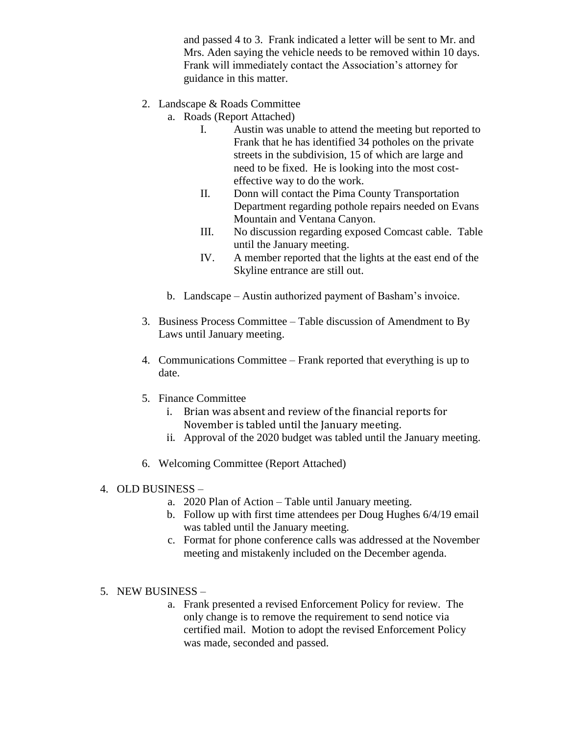and passed 4 to 3. Frank indicated a letter will be sent to Mr. and Mrs. Aden saying the vehicle needs to be removed within 10 days. Frank will immediately contact the Association's attorney for guidance in this matter.

2. Landscape & Roads Committee
   a. Roads (Report Attached)
      I. Austin was unable to attend the meeting but reported to Frank that he has identified 34 potholes on the private streets in the subdivision, 15 of which are large and need to be fixed. He is looking into the most cost-effective way to do the work.
      II. Donn will contact the Pima County Transportation Department regarding pothole repairs needed on Evans Mountain and Ventana Canyon.
      III. No discussion regarding exposed Comcast cable. Table until the January meeting.
      IV. A member reported that the lights at the east end of the Skyline entrance are still out.

   b. Landscape – Austin authorized payment of Basham's invoice.

3. Business Process Committee – Table discussion of Amendment to By Laws until January meeting.

4. Communications Committee – Frank reported that everything is up to date.

5. Finance Committee
   i. Brian was absent and review of the financial reports for November is tabled until the January meeting.
   ii. Approval of the 2020 budget was tabled until the January meeting.

6. Welcoming Committee (Report Attached)

4. OLD BUSINESS –
   a. 2020 Plan of Action – Table until January meeting.
   b. Follow up with first time attendees per Doug Hughes 6/4/19 email was tabled until the January meeting.
   c. Format for phone conference calls was addressed at the November meeting and mistakenly included on the December agenda.

5. NEW BUSINESS –
   a. Frank presented a revised Enforcement Policy for review. The only change is to remove the requirement to send notice via certified mail. Motion to adopt the revised Enforcement Policy was made, seconded and passed.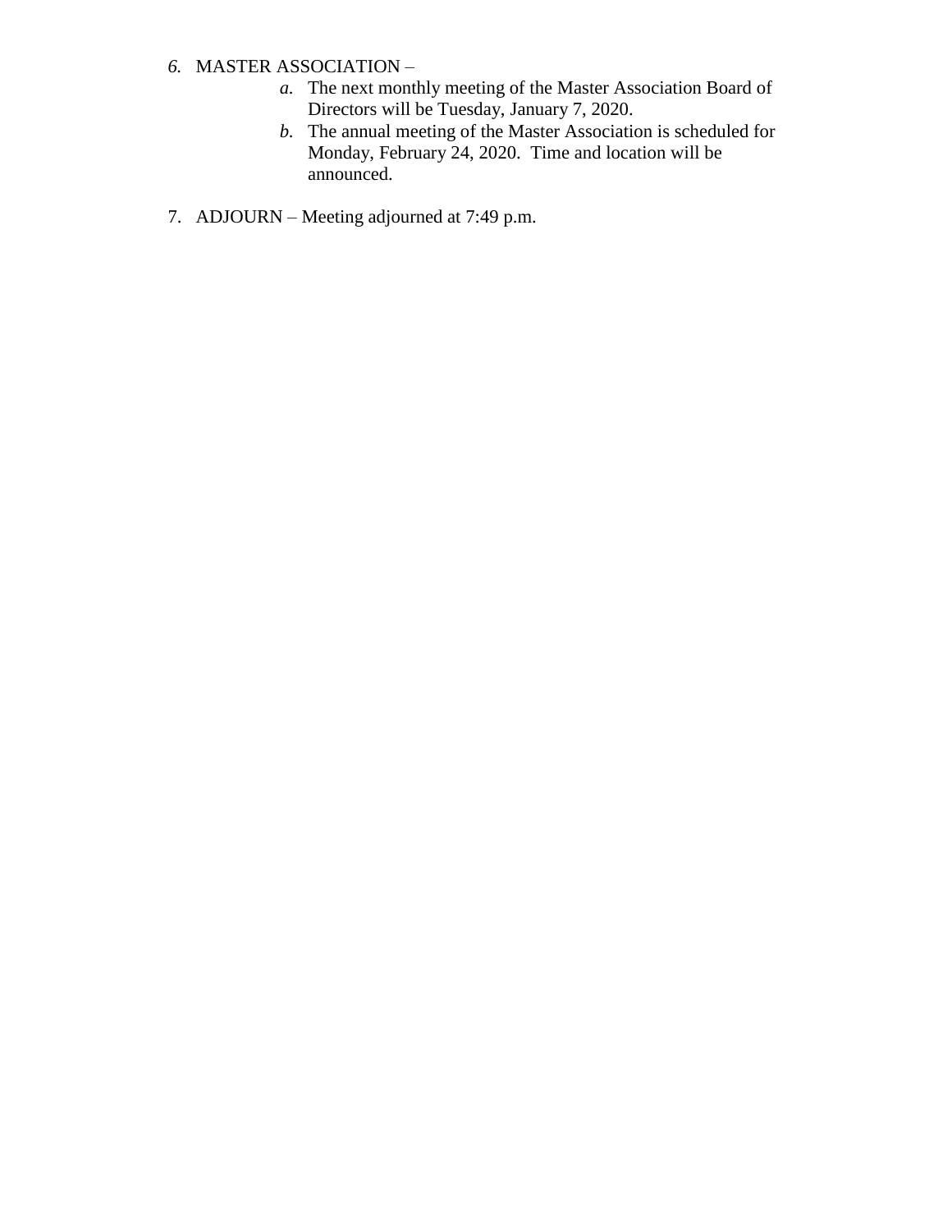6. MASTER ASSOCIATION –
    a. The next monthly meeting of the Master Association Board of Directors will be Tuesday, January 7, 2020.
    b. The annual meeting of the Master Association is scheduled for Monday, February 24, 2020. Time and location will be announced.

7. ADJOURN – Meeting adjourned at 7:49 p.m.